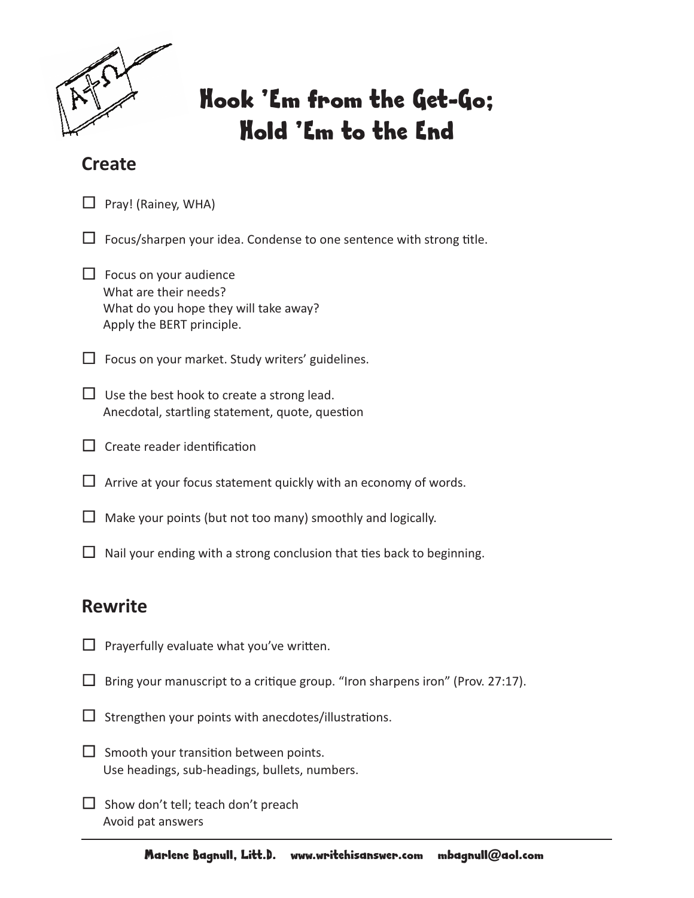# Hook 'Em from the Get-Go; Hold 'Em to the End

## Create

- [ ] Pray! (Rainey, WHA)
- [ ] Focus/sharpen your idea. Condense to one sentence with strong title.
- [ ] Focus on your audience
  What are their needs?
  What do you hope they will take away?
  Apply the BERT principle.
- [ ] Focus on your market. Study writers' guidelines.
- [ ] Use the best hook to create a strong lead.
  Anecdotal, startling statement, quote, question
- [ ] Create reader identification
- [ ] Arrive at your focus statement quickly with an economy of words.
- [ ] Make your points (but not too many) smoothly and logically.
- [ ] Nail your ending with a strong conclusion that ties back to beginning.

## Rewrite

- [ ] Prayerfully evaluate what you've written.
- [ ] Bring your manuscript to a critique group. "Iron sharpens iron" (Prov. 27:17).
- [ ] Strengthen your points with anecdotes/illustrations.
- [ ] Smooth your transition between points.
  Use headings, sub-headings, bullets, numbers.
- [ ] Show don't tell; teach don't preach
  Avoid pat answers

Marlene Bagnull, Litt.D. www.writehisanswer.com mbagnull@aol.com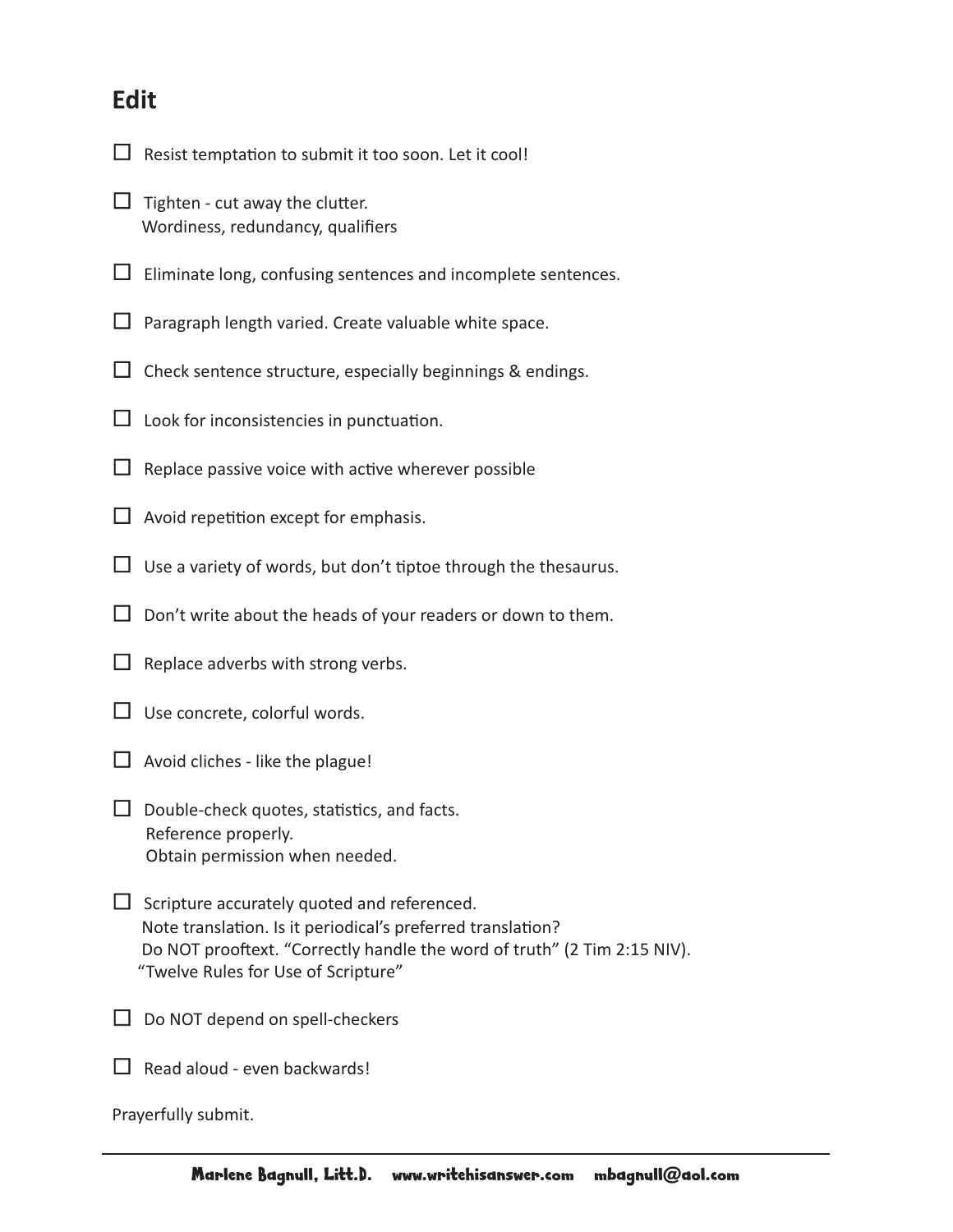## Edit

- [ ] Resist temptation to submit it too soon. Let it cool!
- [ ] Tighten - cut away the clutter.
  Wordiness, redundancy, qualifiers
- [ ] Eliminate long, confusing sentences and incomplete sentences.
- [ ] Paragraph length varied. Create valuable white space.
- [ ] Check sentence structure, especially beginnings & endings.
- [ ] Look for inconsistencies in punctuation.
- [ ] Replace passive voice with active wherever possible
- [ ] Avoid repetition except for emphasis.
- [ ] Use a variety of words, but don't tiptoe through the thesaurus.
- [ ] Don't write about the heads of your readers or down to them.
- [ ] Replace adverbs with strong verbs.
- [ ] Use concrete, colorful words.
- [ ] Avoid cliches - like the plague!
- [ ] Double-check quotes, statistics, and facts.
  Reference properly.
  Obtain permission when needed.
- [ ] Scripture accurately quoted and referenced.
  Note translation. Is it periodical's preferred translation?
  Do NOT prooftext. "Correctly handle the word of truth" (2 Tim 2:15 NIV).
  "Twelve Rules for Use of Scripture"
- [ ] Do NOT depend on spell-checkers
- [ ] Read aloud - even backwards!

Prayerfully submit.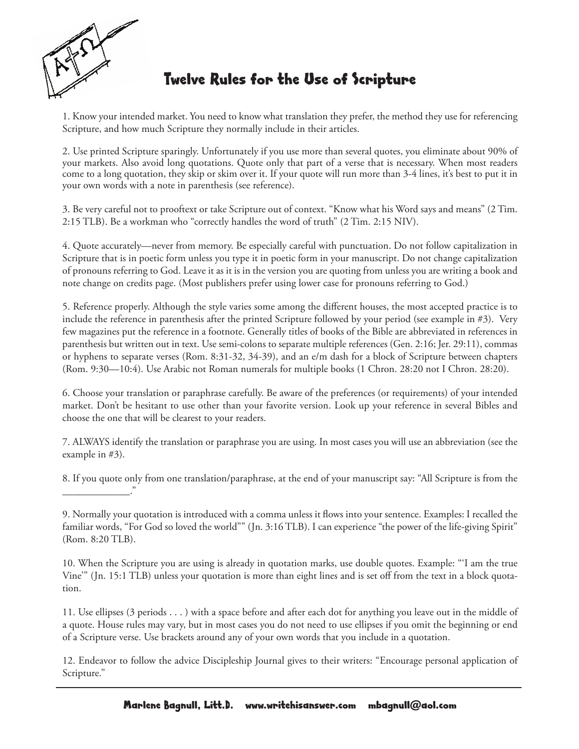# Twelve Rules for the Use of Scripture

1. Know your intended market. You need to know what translation they prefer, the method they use for referencing Scripture, and how much Scripture they normally include in their articles.

2. Use printed Scripture sparingly. Unfortunately if you use more than several quotes, you eliminate about 90% of your markets. Also avoid long quotations. Quote only that part of a verse that is necessary. When most readers come to a long quotation, they skip or skim over it. If your quote will run more than 3-4 lines, it's best to put it in your own words with a note in parenthesis (see reference).

3. Be very careful not to prooftext or take Scripture out of context. "Know what his Word says and means" (2 Tim. 2:15 TLB). Be a workman who "correctly handles the word of truth" (2 Tim. 2:15 NIV).

4. Quote accurately—never from memory. Be especially careful with punctuation. Do not follow capitalization in Scripture that is in poetic form unless you type it in poetic form in your manuscript. Do not change capitalization of pronouns referring to God. Leave it as it is in the version you are quoting from unless you are writing a book and note change on credits page. (Most publishers prefer using lower case for pronouns referring to God.)

5. Reference properly. Although the style varies some among the different houses, the most accepted practice is to include the reference in parenthesis after the printed Scripture followed by your period (see example in #3). Very few magazines put the reference in a footnote. Generally titles of books of the Bible are abbreviated in references in parenthesis but written out in text. Use semi-colons to separate multiple references (Gen. 2:16; Jer. 29:11), commas or hyphens to separate verses (Rom. 8:31-32, 34-39), and an e/m dash for a block of Scripture between chapters (Rom. 9:30—10:4). Use Arabic not Roman numerals for multiple books (1 Chron. 28:20 not I Chron. 28:20).

6. Choose your translation or paraphrase carefully. Be aware of the preferences (or requirements) of your intended market. Don't be hesitant to use other than your favorite version. Look up your reference in several Bibles and choose the one that will be clearest to your readers.

7. ALWAYS identify the translation or paraphrase you are using. In most cases you will use an abbreviation (see the example in #3).

8. If you quote only from one translation/paraphrase, at the end of your manuscript say: "All Scripture is from the _____________."

9. Normally your quotation is introduced with a comma unless it flows into your sentence. Examples: I recalled the familiar words, "For God so loved the world"" (Jn. 3:16 TLB). I can experience "the power of the life-giving Spirit" (Rom. 8:20 TLB).

10. When the Scripture you are using is already in quotation marks, use double quotes. Example: "'I am the true Vine'" (Jn. 15:1 TLB) unless your quotation is more than eight lines and is set off from the text in a block quotation.

11. Use ellipses (3 periods . . . ) with a space before and after each dot for anything you leave out in the middle of a quote. House rules may vary, but in most cases you do not need to use ellipses if you omit the beginning or end of a Scripture verse. Use brackets around any of your own words that you include in a quotation.

12. Endeavor to follow the advice Discipleship Journal gives to their writers: "Encourage personal application of Scripture."

Marlene Bagnull, Litt.D. www.writehisanswer.com mbagnull@aol.com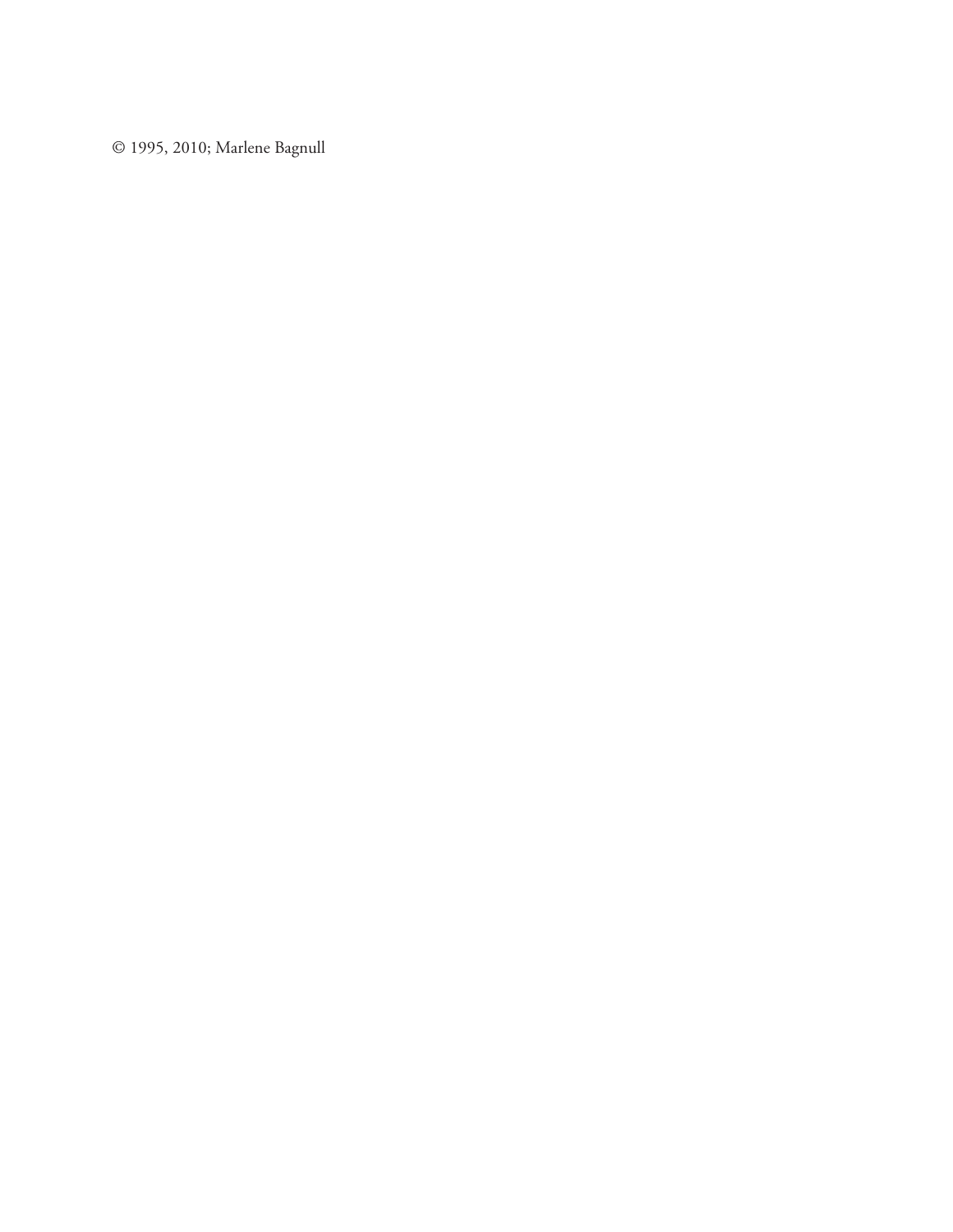© 1995, 2010; Marlene Bagnull